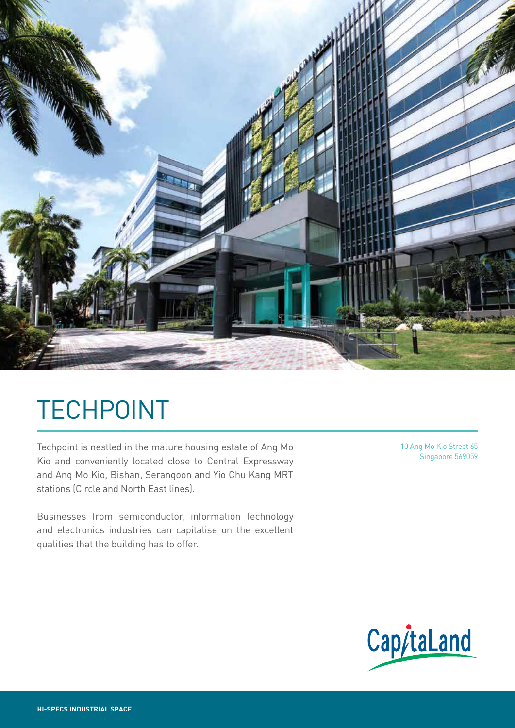# TECHPOINT

Techpoint is nestled in the mature housing estate of Ang Mo Kio and conveniently located close to Central Expressway and Ang Mo Kio, Bishan, Serangoon and Yio Chu Kang MRT stations (Circle and North East lines).

Businesses from semiconductor, information technology and electronics industries can capitalise on the excellent qualities that the building has to offer.

10 Ang Mo Kio Street 65
Singapore 569059

CapitaLand

HI-SPECS INDUSTRIAL SPACE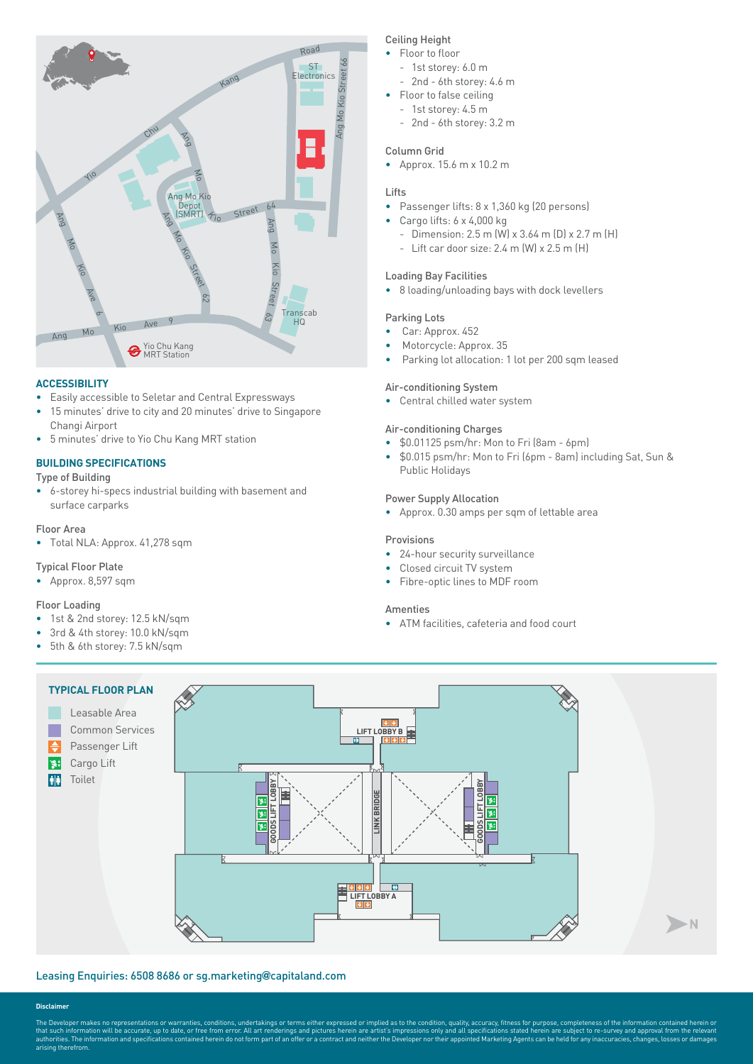Road
ST Electronics
Kang
Ang Mo Kio Street 66
Chu
Ang
Yio
Mo
Ang Mo Kio Depot (SMRT)
Kio
Street 64
Ang Mo Kio Street 62
Ang Mo Kio Street 63
Ang Mo Kio Ave 6
Transcab HQ
Ang Mo Kio Ave 9
Yio Chu Kang MRT Station

## ACCESSIBILITY

- Easily accessible to Seletar and Central Expressways
- 15 minutes' drive to city and 20 minutes' drive to Singapore Changi Airport
- 5 minutes' drive to Yio Chu Kang MRT station

## BUILDING SPECIFICATIONS

### Type of Building

- 6-storey hi-specs industrial building with basement and surface carparks

### Floor Area

- Total NLA: Approx. 41,278 sqm

### Typical Floor Plate

- Approx. 8,597 sqm

### Floor Loading

- 1st & 2nd storey: 12.5 kN/sqm
- 3rd & 4th storey: 10.0 kN/sqm
- 5th & 6th storey: 7.5 kN/sqm

### Ceiling Height

- Floor to floor
  - 1st storey: 6.0 m
  - 2nd - 6th storey: 4.6 m
- Floor to false ceiling
  - 1st storey: 4.5 m
  - 2nd - 6th storey: 3.2 m

### Column Grid

- Approx. 15.6 m x 10.2 m

### Lifts

- Passenger lifts: 8 x 1,360 kg (20 persons)
- Cargo lifts: 6 x 4,000 kg
  - Dimension: 2.5 m (W) x 3.64 m (D) x 2.7 m (H)
  - Lift car door size: 2.4 m (W) x 2.5 m (H)

### Loading Bay Facilities

- 8 loading/unloading bays with dock levellers

### Parking Lots

- Car: Approx. 452
- Motorcycle: Approx. 35
- Parking lot allocation: 1 lot per 200 sqm leased

### Air-conditioning System

- Central chilled water system

### Air-conditioning Charges

- $0.01125 psm/hr: Mon to Fri (8am - 6pm)
- $0.015 psm/hr: Mon to Fri (6pm - 8am) including Sat, Sun & Public Holidays

### Power Supply Allocation

- Approx. 0.30 amps per sqm of lettable area

### Provisions

- 24-hour security surveillance
- Closed circuit TV system
- Fibre-optic lines to MDF room

### Amenties

- ATM facilities, cafeteria and food court

## TYPICAL FLOOR PLAN

Leasable Area
Common Services
Passenger Lift
Cargo Lift
Toilet

LIFT LOBBY B
GOODS LIFT LOBBY
LINK BRIDGE
GOODS LIFT LOBBY
LIFT LOBBY A
N

Leasing Enquiries: 6508 8686 or sg.marketing@capitaland.com

**Disclaimer**

The Developer makes no representations or warranties, conditions, undertakings or terms either expressed or implied as to the condition, quality, accuracy, fitness for purpose, completeness of the information contained herein or that such information will be accurate, up to date, or free from error. All art renderings and pictures herein are artist's impressions only and all specifications stated herein are subject to re-survey and approval from the relevant authorities. The information and specifications contained herein do not form part of an offer or a contract and neither the Developer nor their appointed Marketing Agents can be held for any inaccuracies, changes, losses or damages arising therefrom.